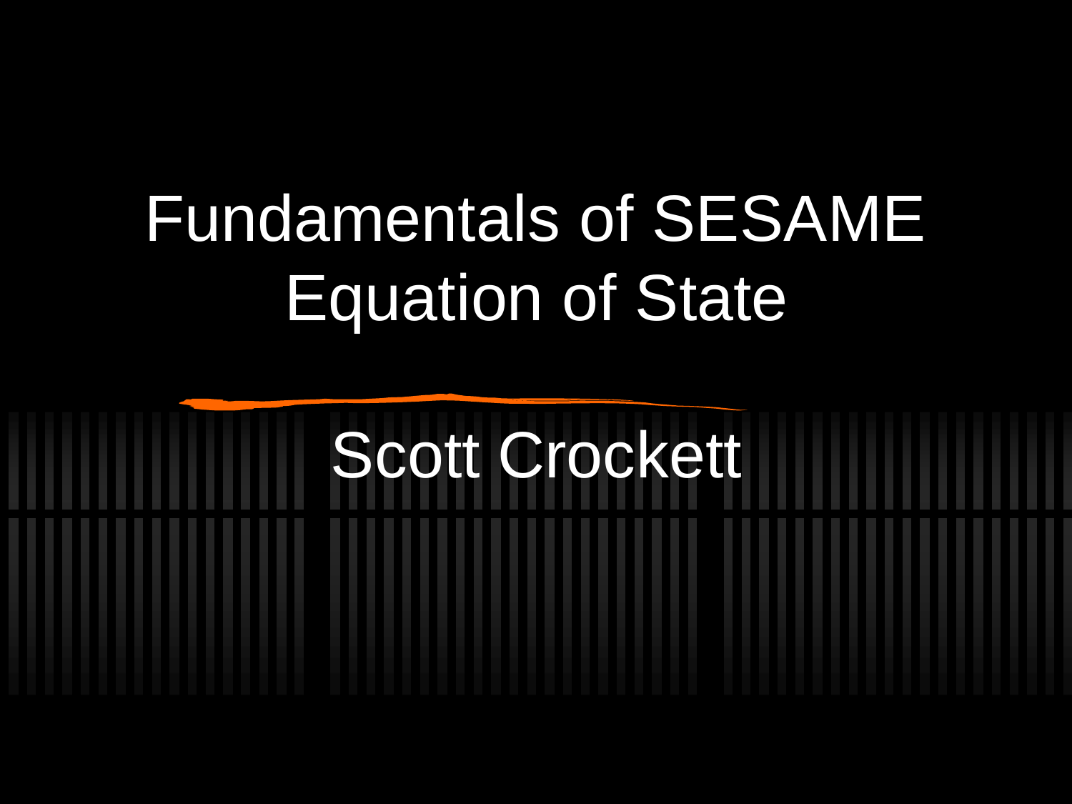# Fundamentals of SESAME Equation of State

Scott Crockett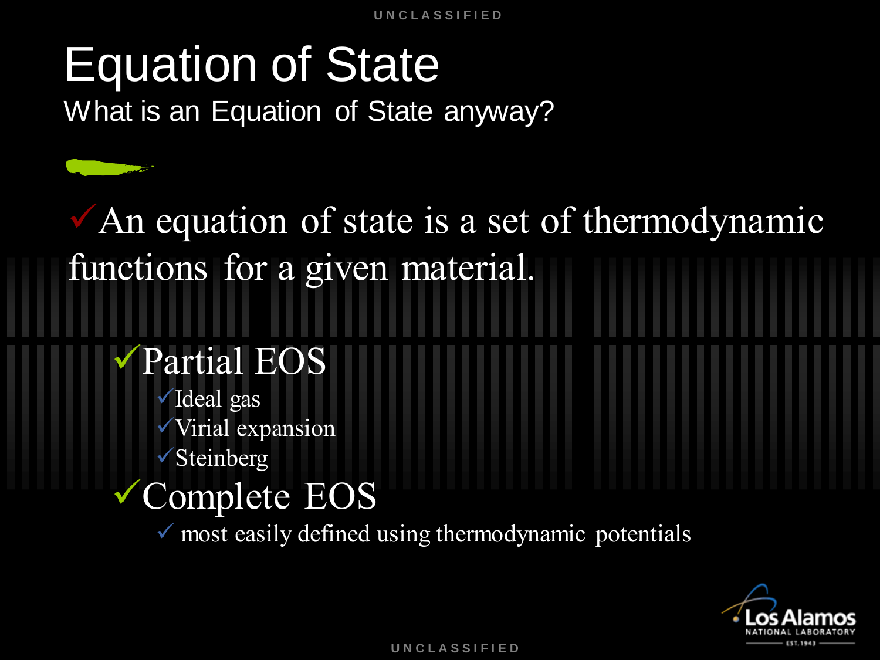# Equation of State

## What is an Equation of State anyway?

- An equation of state is a set of thermodynamic functions for a given material.
  - Partial EOS
    - Ideal gas
    - Virial expansion
    - Steinberg
  - Complete EOS
    - most easily defined using thermodynamic potentials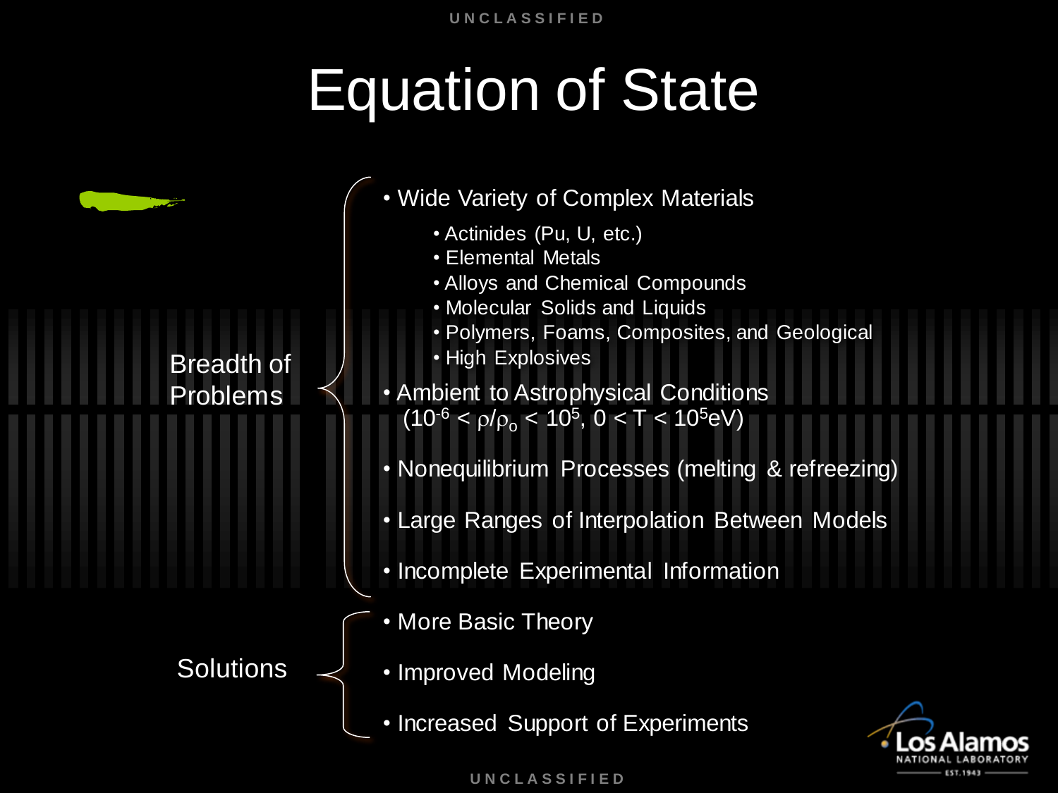# Equation of State

**Breadth of Problems**

- Wide Variety of Complex Materials
  - Actinides (Pu, U, etc.)
  - Elemental Metals
  - Alloys and Chemical Compounds
  - Molecular Solids and Liquids
  - Polymers, Foams, Composites, and Geological
  - High Explosives
- Ambient to Astrophysical Conditions ($10^{-6} < \rho/\rho_o < 10^5$, $0 < T < 10^5$eV)
- Nonequilibrium Processes (melting & refreezing)
- Large Ranges of Interpolation Between Models
- Incomplete Experimental Information

**Solutions**

- More Basic Theory
- Improved Modeling
- Increased Support of Experiments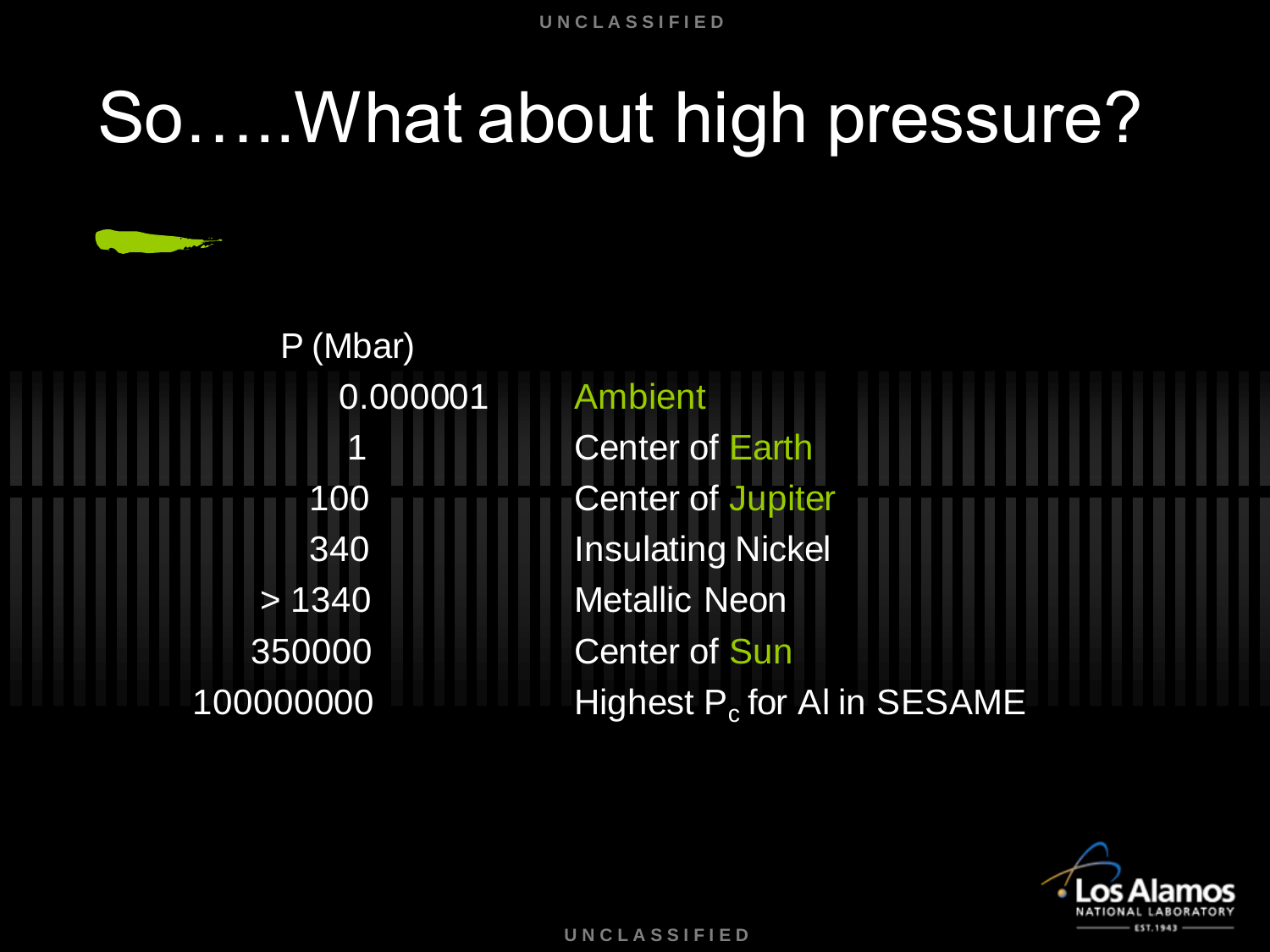# So…..What about high pressure?

| P (Mbar) | |
|---|---|
| 0.000001 | Ambient |
| 1 | Center of Earth |
| 100 | Center of Jupiter |
| 340 | Insulating Nickel |
| > 1340 | Metallic Neon |
| 350000 | Center of Sun |
| 100000000 | Highest $P_c$ for Al in SESAME |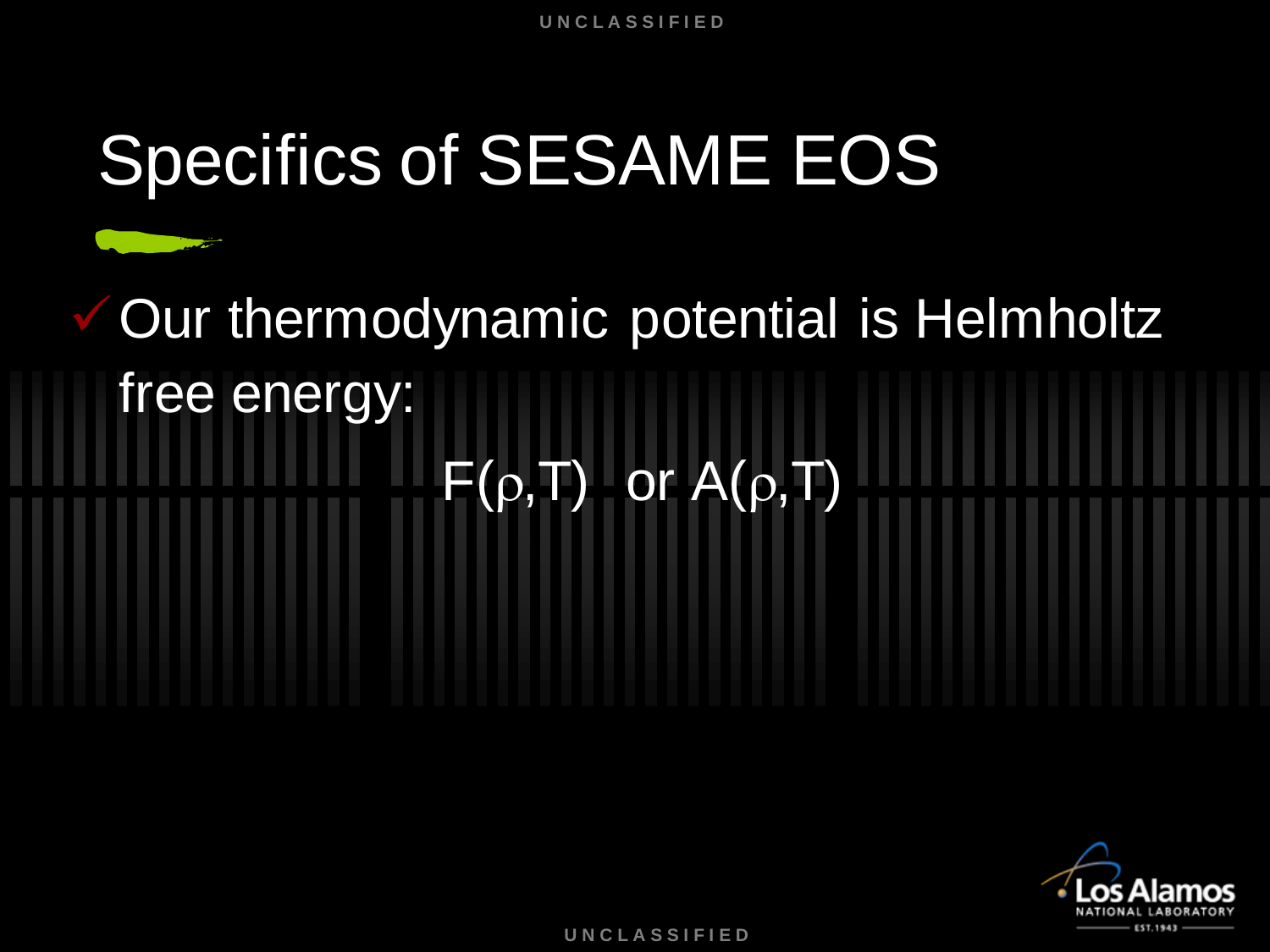# Specifics of SESAME EOS

- ✓ Our thermodynamic potential is Helmholtz free energy:

$$F(\rho,T) \quad \text{or} \quad A(\rho,T)$$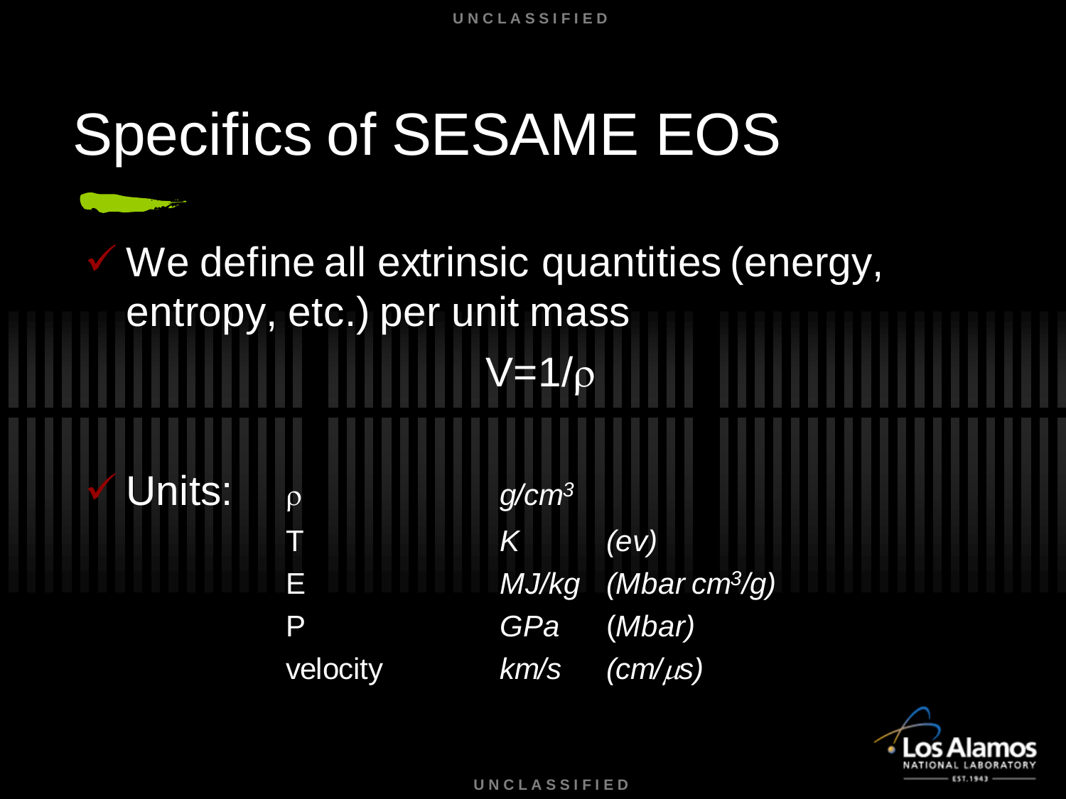# Specifics of SESAME EOS

- We define all extrinsic quantities (energy, entropy, etc.) per unit mass

$$V=1/\rho$$

- Units:

| Quantity | Unit | Alternate |
|---|---|---|
| $\rho$ | *g/cm³* | |
| T | *K* | *(ev)* |
| E | *MJ/kg* | *(Mbar cm³/g)* |
| P | *GPa* | *(Mbar)* |
| velocity | *km/s* | *(cm/μs)* |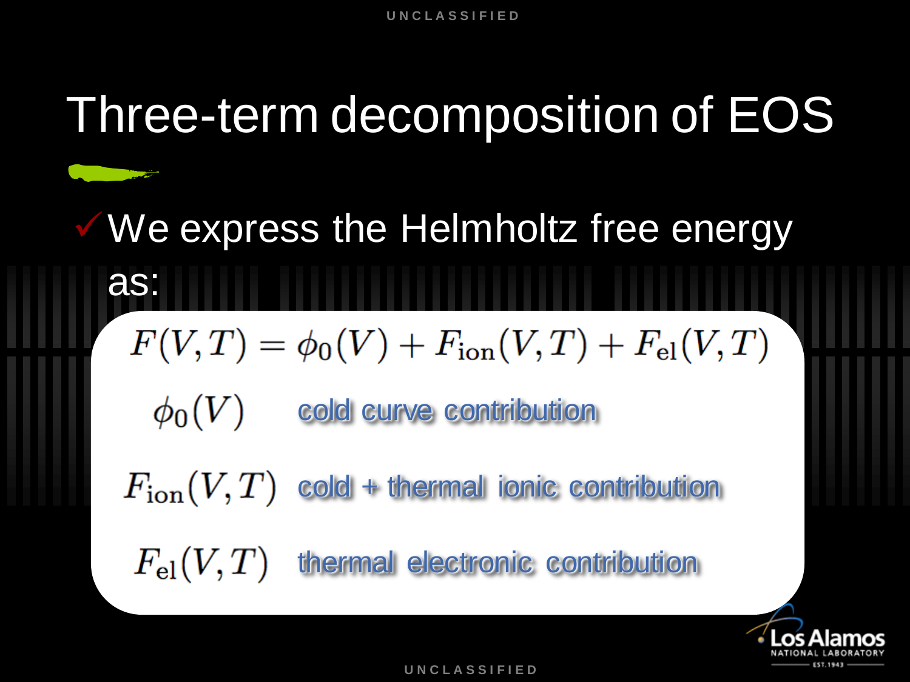# Three-term decomposition of EOS

- ✓ We express the Helmholtz free energy as:

$$F(V,T) = \phi_0(V) + F_{\mathrm{ion}}(V,T) + F_{\mathrm{el}}(V,T)$$

$\phi_0(V)$ cold curve contribution

$F_{\mathrm{ion}}(V,T)$ cold + thermal ionic contribution

$F_{\mathrm{el}}(V,T)$ thermal electronic contribution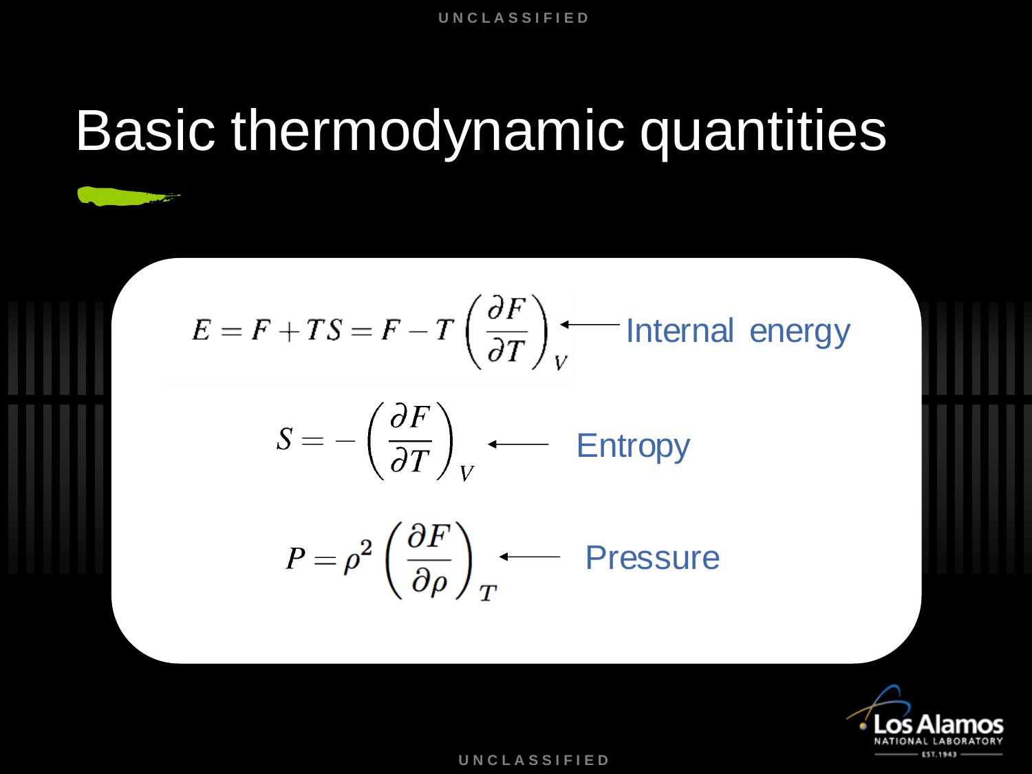# Basic thermodynamic quantities

$$E = F + TS = F - T\left(\frac{\partial F}{\partial T}\right)_V$$ ← Internal energy

$$S = -\left(\frac{\partial F}{\partial T}\right)_V$$ ← Entropy

$$P = \rho^2\left(\frac{\partial F}{\partial \rho}\right)_T$$ ← Pressure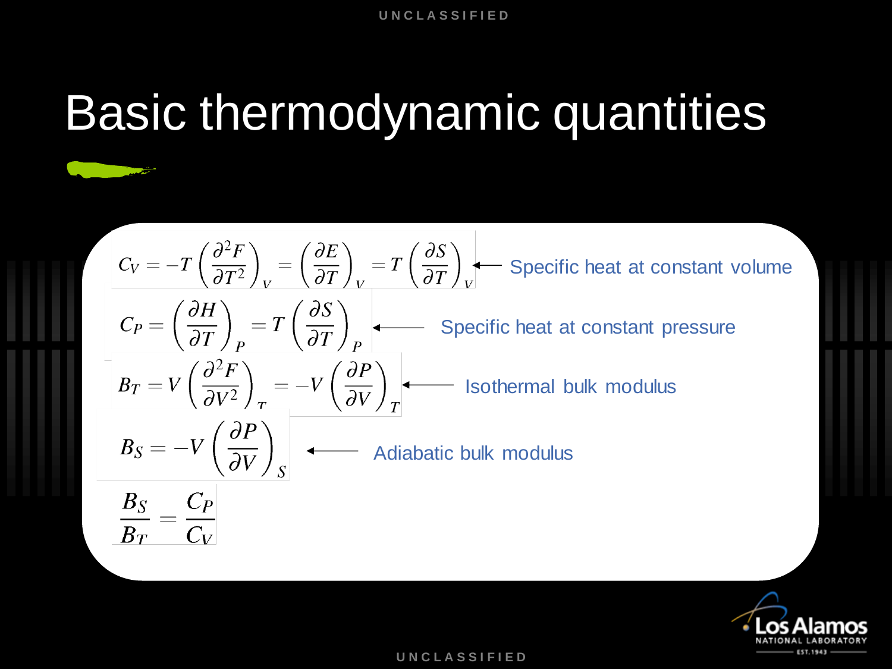# Basic thermodynamic quantities

$$C_V = -T\left(\frac{\partial^2 F}{\partial T^2}\right)_V = \left(\frac{\partial E}{\partial T}\right)_V = T\left(\frac{\partial S}{\partial T}\right)_V$$

← Specific heat at constant volume

$$C_P = \left(\frac{\partial H}{\partial T}\right)_P = T\left(\frac{\partial S}{\partial T}\right)_P$$

← Specific heat at constant pressure

$$B_T = V\left(\frac{\partial^2 F}{\partial V^2}\right)_T = -V\left(\frac{\partial P}{\partial V}\right)_T$$

← Isothermal bulk modulus

$$B_S = -V\left(\frac{\partial P}{\partial V}\right)_S$$

← Adiabatic bulk modulus

$$\frac{B_S}{B_T} = \frac{C_P}{C_V}$$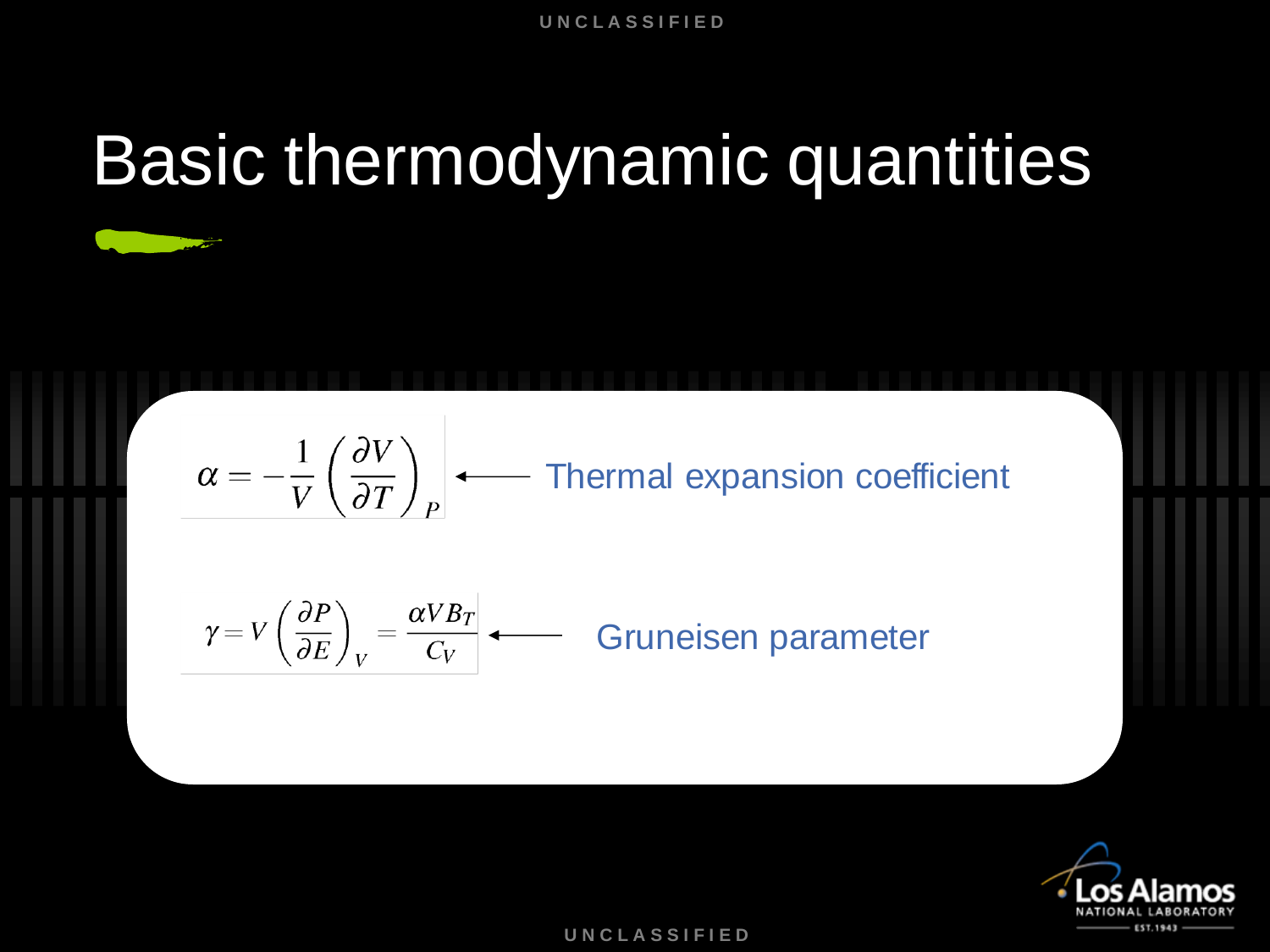# Basic thermodynamic quantities

$$\alpha = -\frac{1}{V}\left(\frac{\partial V}{\partial T}\right)_P$$ ← Thermal expansion coefficient

$$\gamma = V\left(\frac{\partial P}{\partial E}\right)_V = \frac{\alpha V B_T}{C_V}$$ ← Gruneisen parameter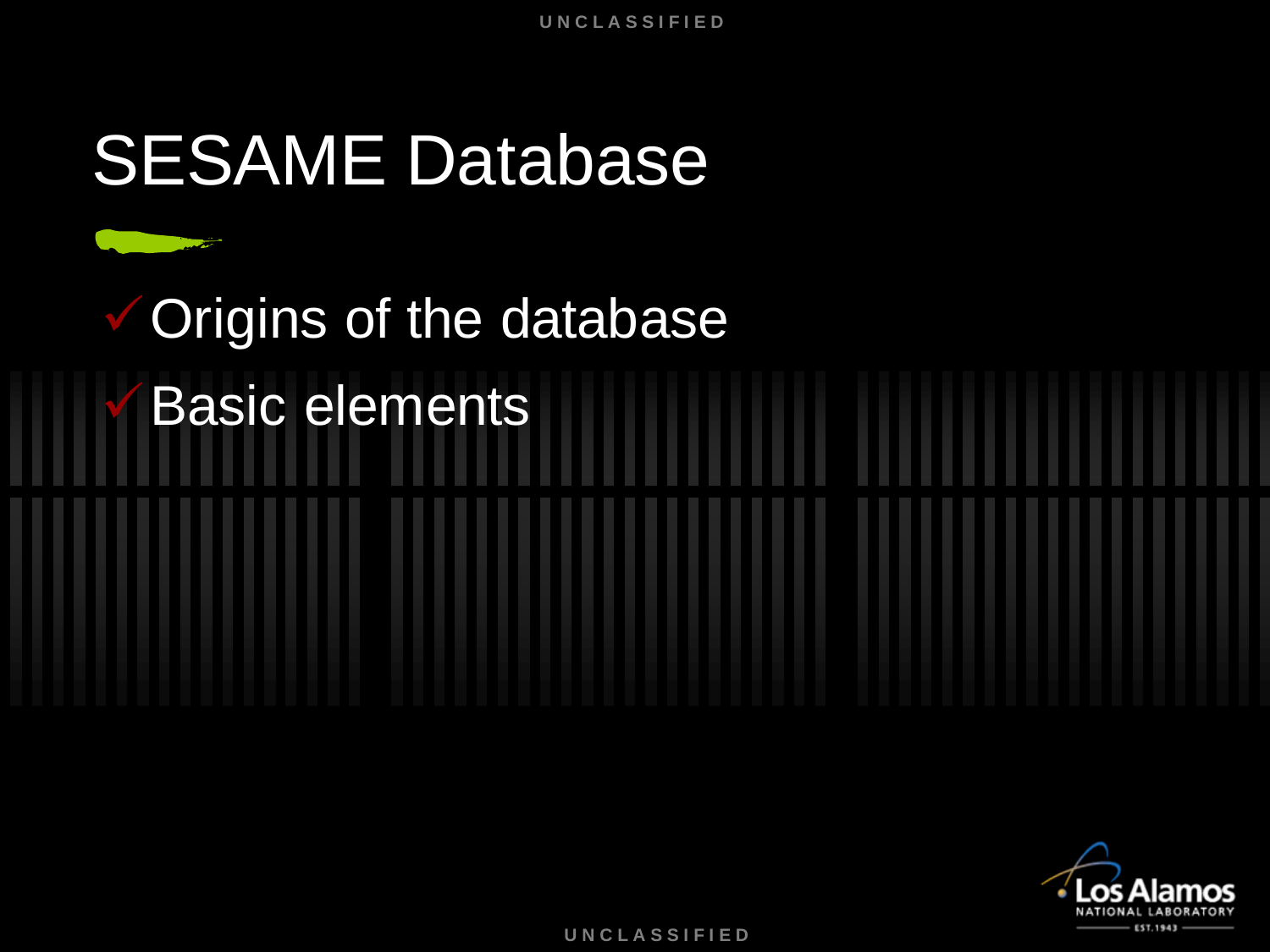# SESAME Database

- ✓ Origins of the database
- ✓ Basic elements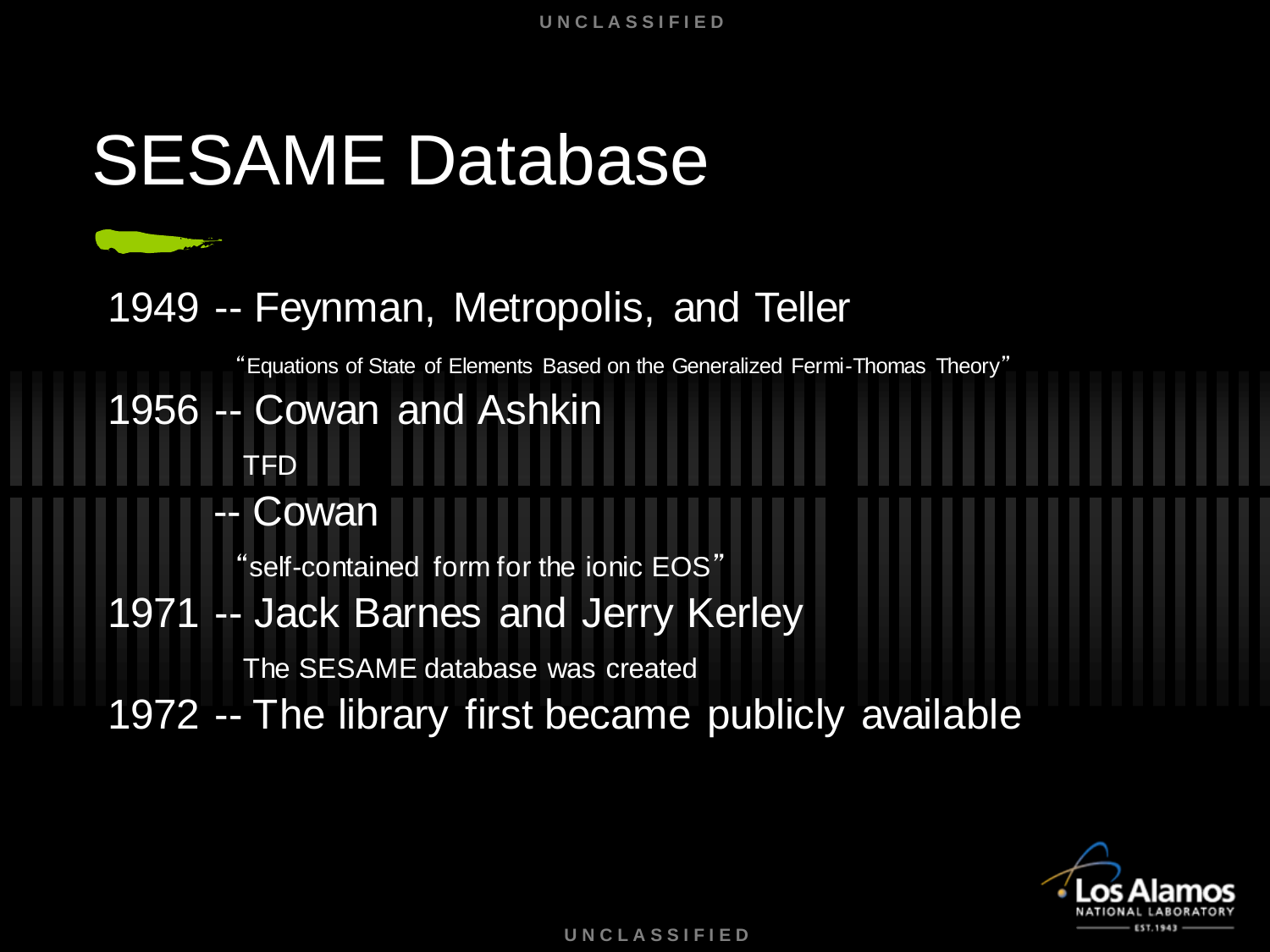# SESAME Database

1949 -- Feynman, Metropolis, and Teller

"Equations of State of Elements Based on the Generalized Fermi-Thomas Theory"

1956 -- Cowan and Ashkin

TFD

-- Cowan

"self-contained form for the ionic EOS"

1971 -- Jack Barnes and Jerry Kerley

The SESAME database was created

1972 -- The library first became publicly available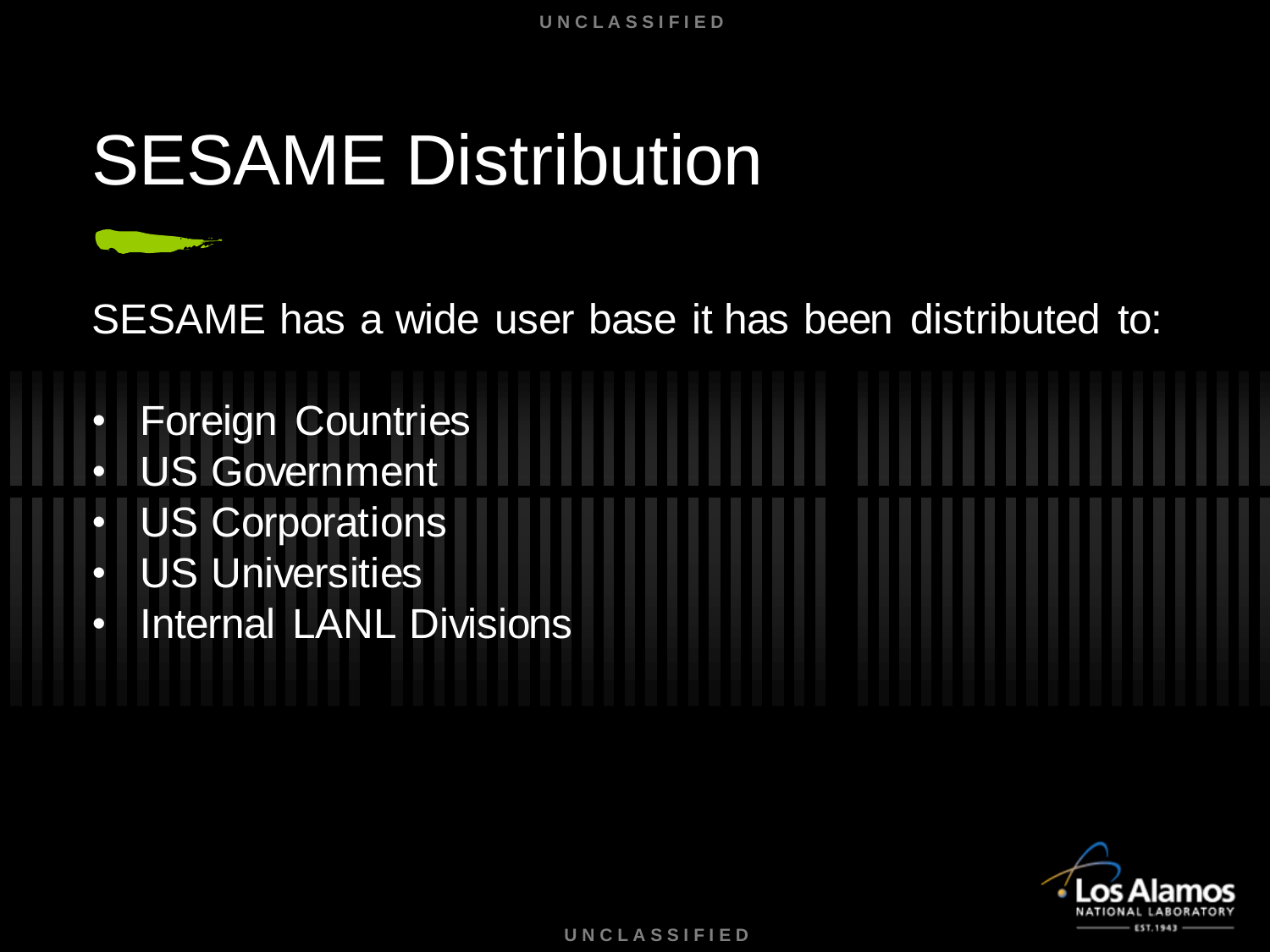# SESAME Distribution

SESAME has a wide user base it has been distributed to:

- Foreign Countries
- US Government
- US Corporations
- US Universities
- Internal LANL Divisions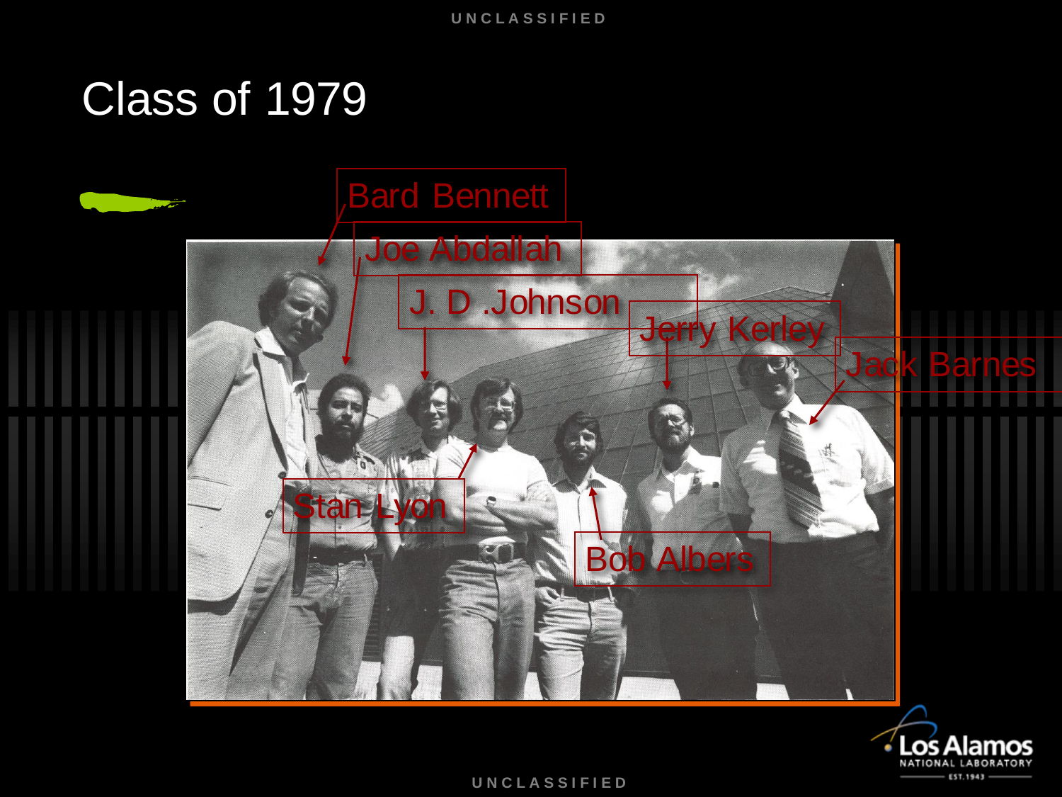# Class of 1979

Bard Bennett

Joe Abdallah

J. D .Johnson

Jerry Kerley

Jack Barnes

Stan Lyon

Bob Albers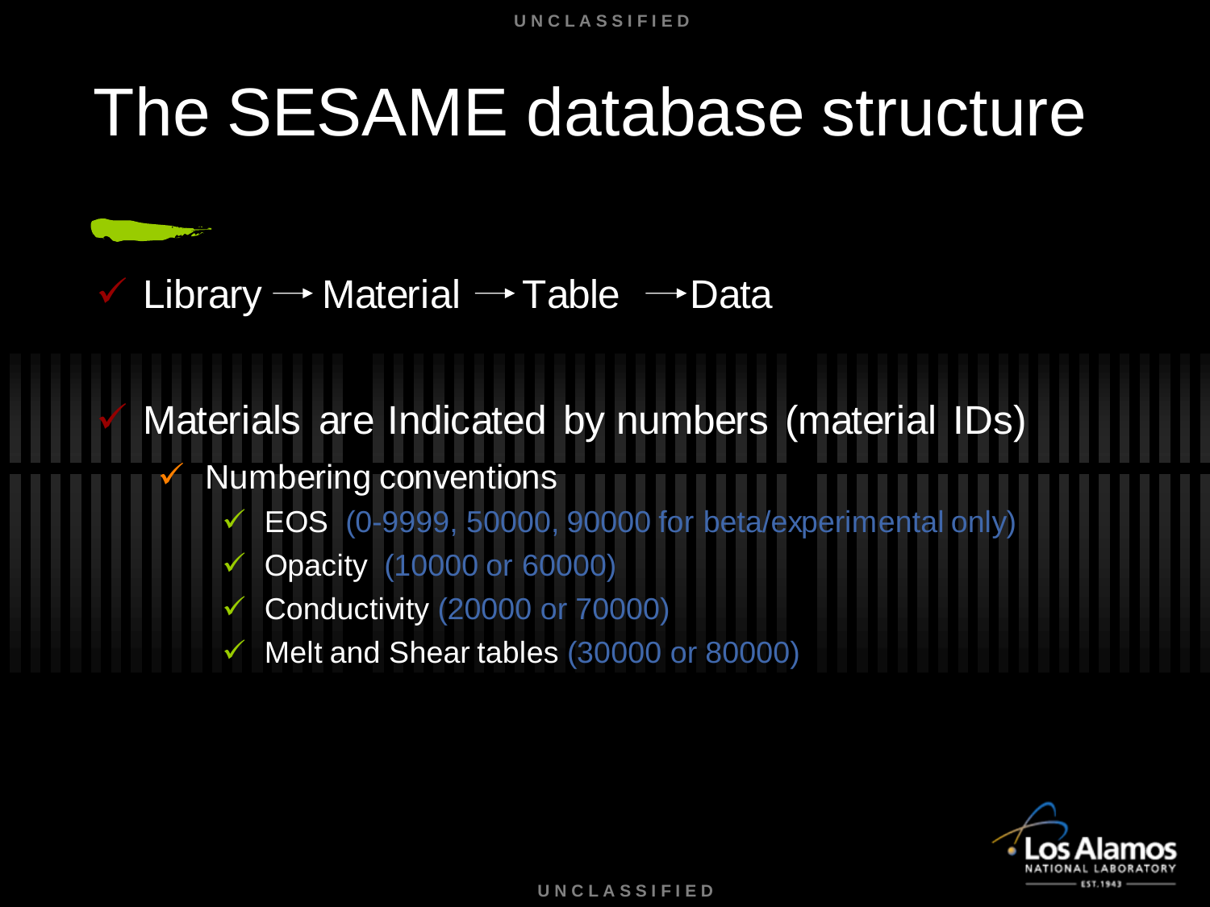# The SESAME database structure

- Library → Material → Table → Data
- Materials are Indicated by numbers (material IDs)
  - Numbering conventions
    - EOS (0-9999, 50000, 90000 for beta/experimental only)
    - Opacity (10000 or 60000)
    - Conductivity (20000 or 70000)
    - Melt and Shear tables (30000 or 80000)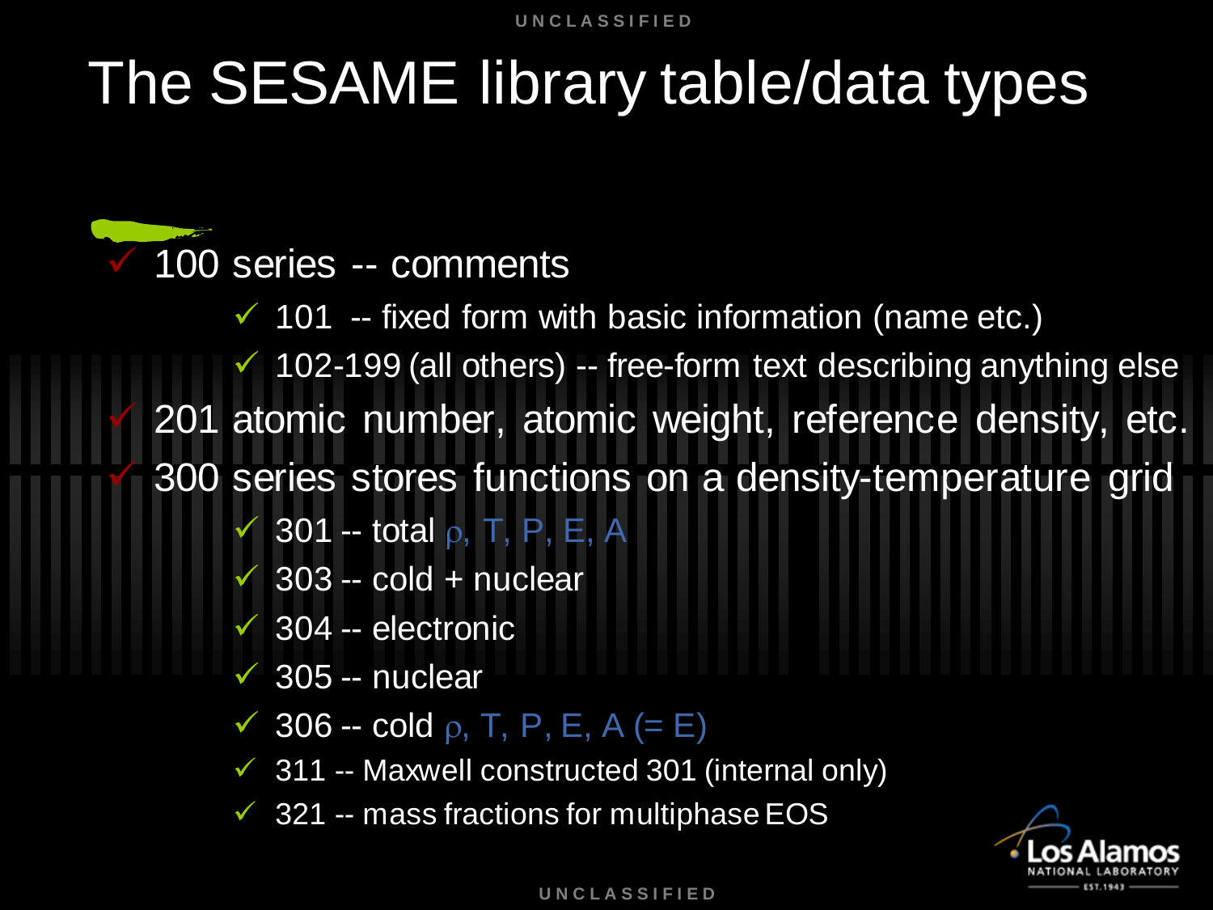# The SESAME library table/data types

- 100 series -- comments
  - 101 -- fixed form with basic information (name etc.)
  - 102-199 (all others) -- free-form text describing anything else
- 201 atomic number, atomic weight, reference density, etc.
- 300 series stores functions on a density-temperature grid
  - 301 -- total $\rho$, T, P, E, A
  - 303 -- cold + nuclear
  - 304 -- electronic
  - 305 -- nuclear
  - 306 -- cold $\rho$, T, P, E, A (= E)
  - 311 -- Maxwell constructed 301 (internal only)
  - 321 -- mass fractions for multiphase EOS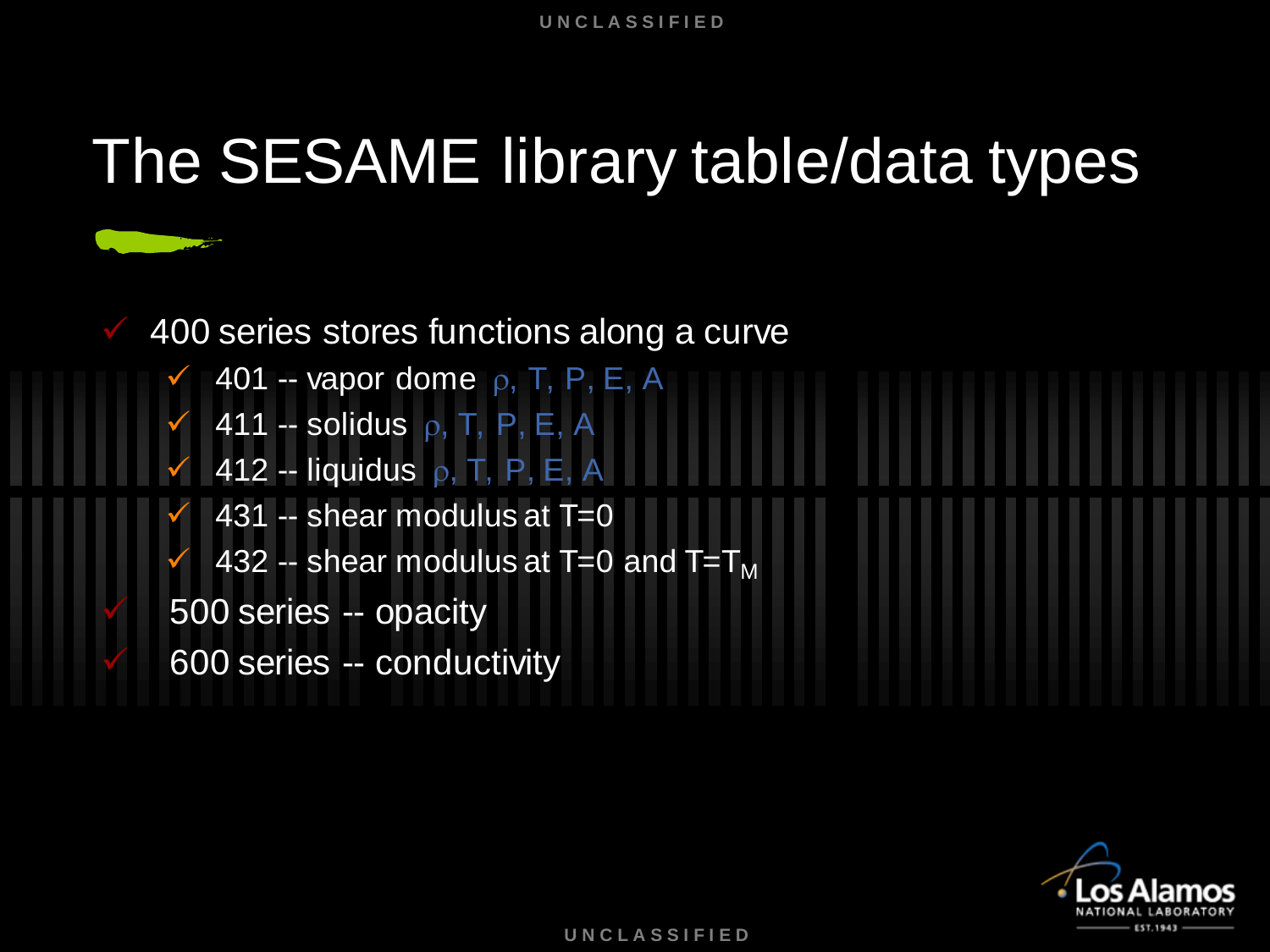# The SESAME library table/data types

- 400 series stores functions along a curve
  - 401 -- vapor dome $\rho$, T, P, E, A
  - 411 -- solidus $\rho$, T, P, E, A
  - 412 -- liquidus $\rho$, T, P, E, A
  - 431 -- shear modulus at T=0
  - 432 -- shear modulus at T=0 and $T=T_M$
- 500 series -- opacity
- 600 series -- conductivity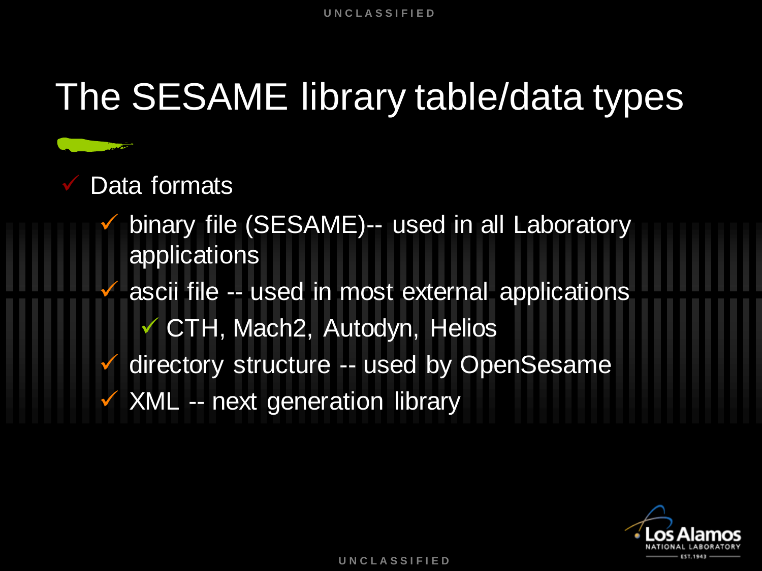# The SESAME library table/data types

- Data formats
  - binary file (SESAME)-- used in all Laboratory applications
  - ascii file -- used in most external applications
    - CTH, Mach2, Autodyn, Helios
  - directory structure -- used by OpenSesame
  - XML -- next generation library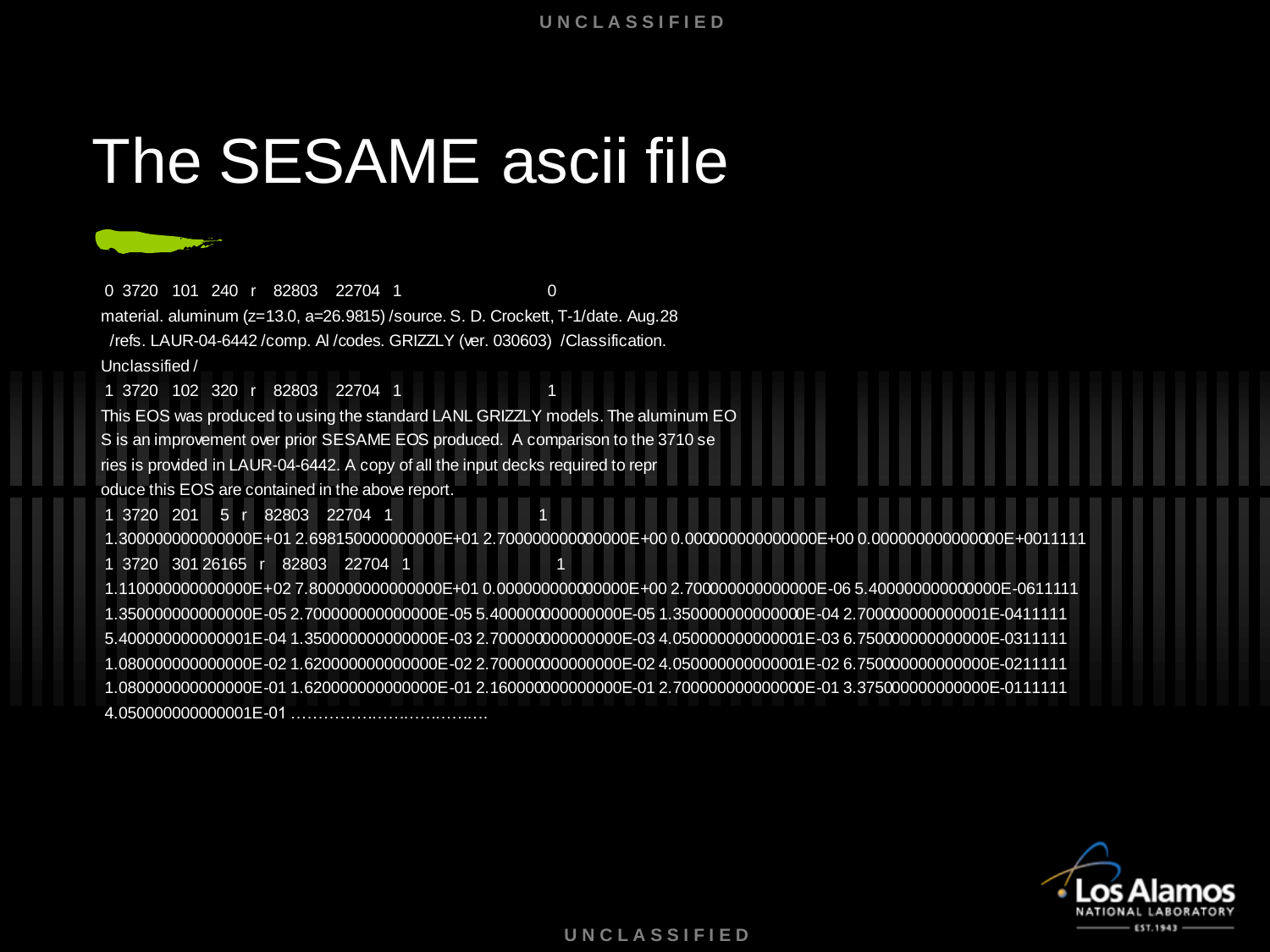# The SESAME ascii file

```
 0 3720   101  240  r   82803   22704  1                          0
material. aluminum (z=13.0, a=26.9815) /source. S. D. Crockett, T-1/date. Aug.28
  /refs. LAUR-04-6442 /comp. Al /codes. GRIZZLY (ver. 030603)  /Classification.
Unclassified /
 1 3720   102  320  r   82803   22704  1                          1
This EOS was produced to using the standard LANL GRIZZLY models. The aluminum EO
S is an improvement over prior SESAME EOS produced.  A comparison to the 3710 se
ries is provided in LAUR-04-6442. A copy of all the input decks required to repr
oduce this EOS are contained in the above report.
 1 3720   201    5  r   82803   22704  1                          1
 1.300000000000000E+01 2.698150000000000E+01 2.700000000000000E+00 0.000000000000000E+00 0.000000000000000E+0011111
 1 3720   301 26165  r   82803   22704  1                          1
 1.110000000000000E+02 7.800000000000000E+01 0.000000000000000E+00 2.700000000000000E-06 5.400000000000000E-0611111
 1.350000000000000E-05 2.700000000000000E-05 5.400000000000000E-05 1.350000000000000E-04 2.700000000000001E-0411111
 5.400000000000001E-04 1.350000000000000E-03 2.700000000000000E-03 4.050000000000001E-03 6.750000000000000E-0311111
 1.080000000000000E-02 1.620000000000000E-02 2.700000000000000E-02 4.050000000000001E-02 6.750000000000000E-0211111
 1.080000000000000E-01 1.620000000000000E-01 2.160000000000000E-01 2.700000000000000E-01 3.375000000000000E-0111111
 4.050000000000001E-01 ……………………………….
```